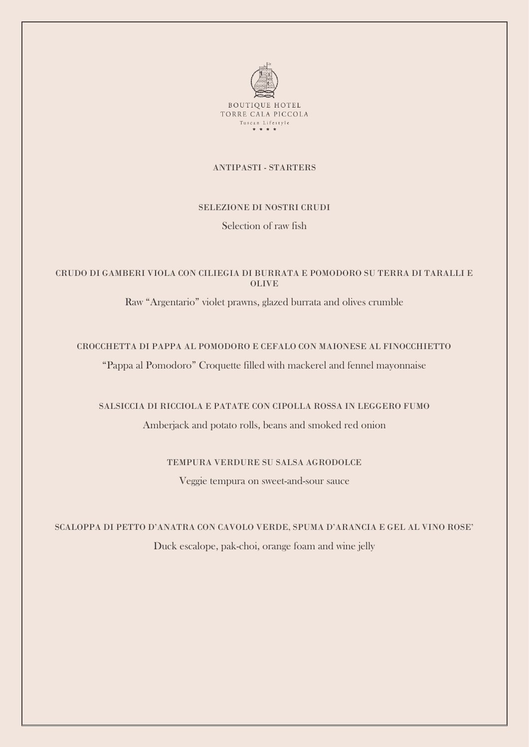BOUTIQUE HOTEL
TORRE CALA PICCOLA
Tuscan Lifestyle
★ ★ ★ ★

# ANTIPASTI - STARTERS

### SELEZIONE DI NOSTRI CRUDI

Selection of raw fish

### CRUDO DI GAMBERI VIOLA CON CILIEGIA DI BURRATA E POMODORO SU TERRA DI TARALLI E OLIVE

Raw "Argentario" violet prawns, glazed burrata and olives crumble

### CROCCHETTA DI PAPPA AL POMODORO E CEFALO CON MAIONESE AL FINOCCHIETTO

"Pappa al Pomodoro" Croquette filled with mackerel and fennel mayonnaise

### SALSICCIA DI RICCIOLA E PATATE CON CIPOLLA ROSSA IN LEGGERO FUMO

Amberjack and potato rolls, beans and smoked red onion

### TEMPURA VERDURE SU SALSA AGRODOLCE

Veggie tempura on sweet-and-sour sauce

### SCALOPPA DI PETTO D'ANATRA CON CAVOLO VERDE, SPUMA D'ARANCIA E GEL AL VINO ROSE'

Duck escalope, pak-choi, orange foam and wine jelly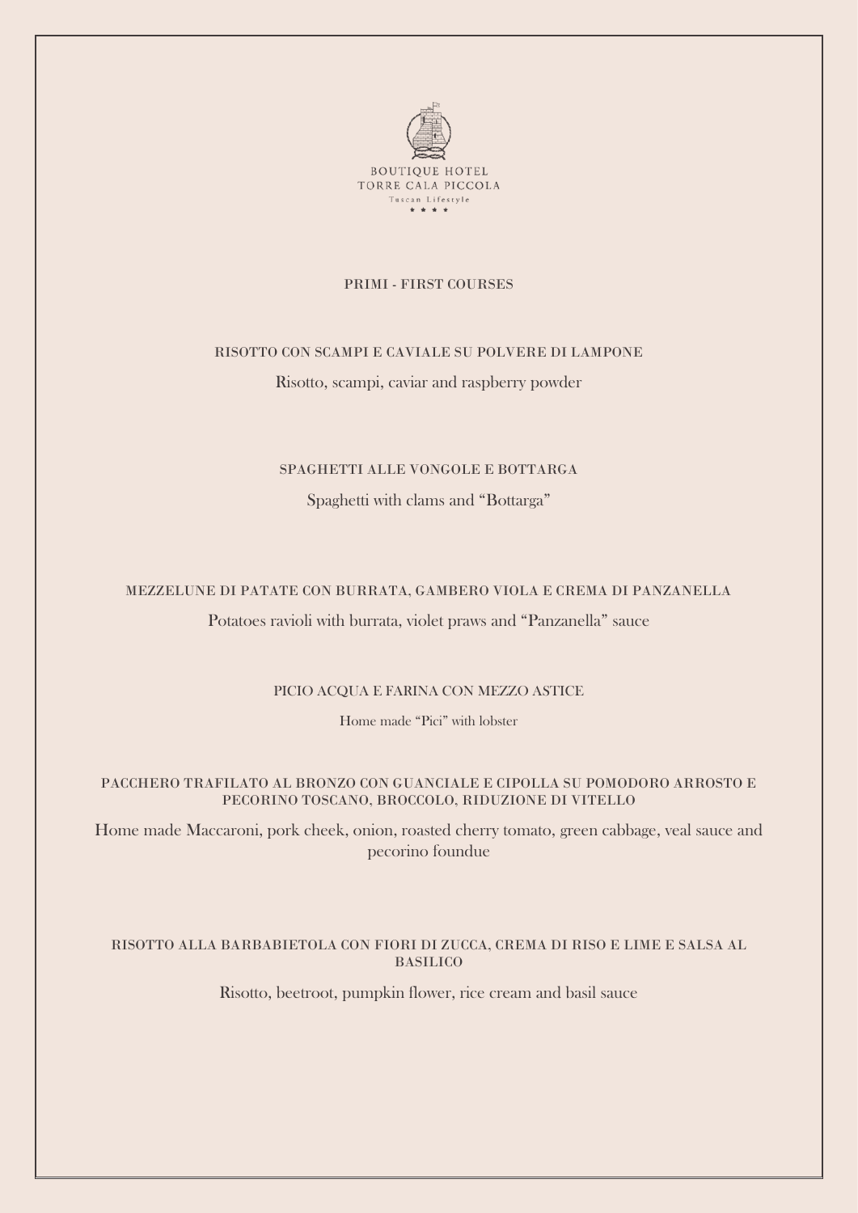BOUTIQUE HOTEL
TORRE CALA PICCOLA
Tuscan Lifestyle
★ ★ ★ ★

## PRIMI - FIRST COURSES

### RISOTTO CON SCAMPI E CAVIALE SU POLVERE DI LAMPONE

Risotto, scampi, caviar and raspberry powder

### SPAGHETTI ALLE VONGOLE E BOTTARGA

Spaghetti with clams and "Bottarga"

### MEZZELUNE DI PATATE CON BURRATA, GAMBERO VIOLA E CREMA DI PANZANELLA

Potatoes ravioli with burrata, violet praws and "Panzanella" sauce

### PICIO ACQUA E FARINA CON MEZZO ASTICE

Home made "Pici" with lobster

### PACCHERO TRAFILATO AL BRONZO CON GUANCIALE E CIPOLLA SU POMODORO ARROSTO E PECORINO TOSCANO, BROCCOLO, RIDUZIONE DI VITELLO

Home made Maccaroni, pork cheek, onion, roasted cherry tomato, green cabbage, veal sauce and pecorino foundue

### RISOTTO ALLA BARBABIETOLA CON FIORI DI ZUCCA, CREMA DI RISO E LIME E SALSA AL BASILICO

Risotto, beetroot, pumpkin flower, rice cream and basil sauce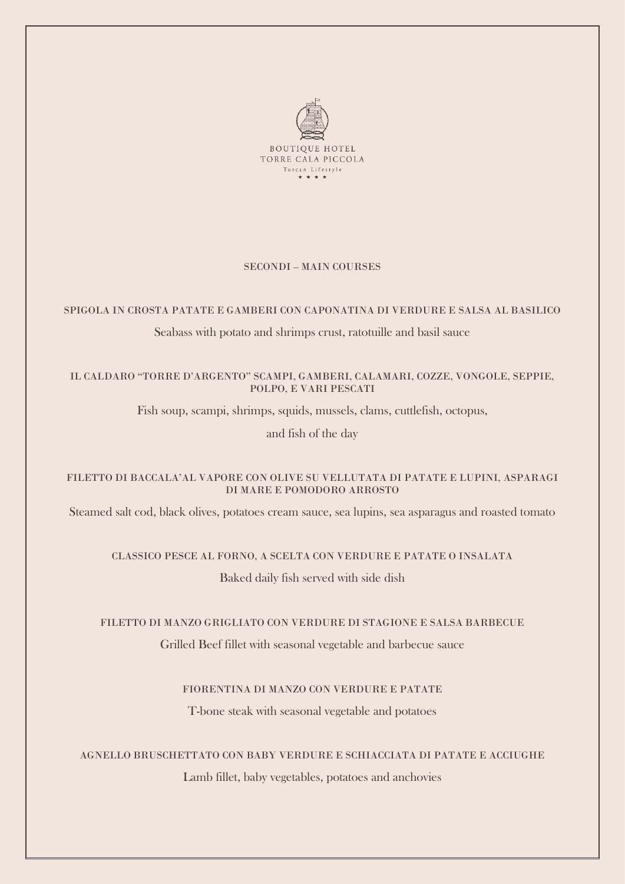BOUTIQUE HOTEL
TORRE CALA PICCOLA
Tuscan Lifestyle
★ ★ ★ ★

## SECONDI – MAIN COURSES

### SPIGOLA IN CROSTA PATATE E GAMBERI CON CAPONATINA DI VERDURE E SALSA AL BASILICO

Seabass with potato and shrimps crust, ratotuille and basil sauce

### IL CALDARO "TORRE D'ARGENTO" SCAMPI, GAMBERI, CALAMARI, COZZE, VONGOLE, SEPPIE, POLPO, E VARI PESCATI

Fish soup, scampi, shrimps, squids, mussels, clams, cuttlefish, octopus,

and fish of the day

### FILETTO DI BACCALA'AL VAPORE CON OLIVE SU VELLUTATA DI PATATE E LUPINI, ASPARAGI DI MARE E POMODORO ARROSTO

Steamed salt cod, black olives, potatoes cream sauce, sea lupins, sea asparagus and roasted tomato

### CLASSICO PESCE AL FORNO, A SCELTA CON VERDURE E PATATE O INSALATA

Baked daily fish served with side dish

### FILETTO DI MANZO GRIGLIATO CON VERDURE DI STAGIONE E SALSA BARBECUE

Grilled Beef fillet with seasonal vegetable and barbecue sauce

### FIORENTINA DI MANZO CON VERDURE E PATATE

T-bone steak with seasonal vegetable and potatoes

### AGNELLO BRUSCHETTATO CON BABY VERDURE E SCHIACCIATA DI PATATE E ACCIUGHE

Lamb fillet, baby vegetables, potatoes and anchovies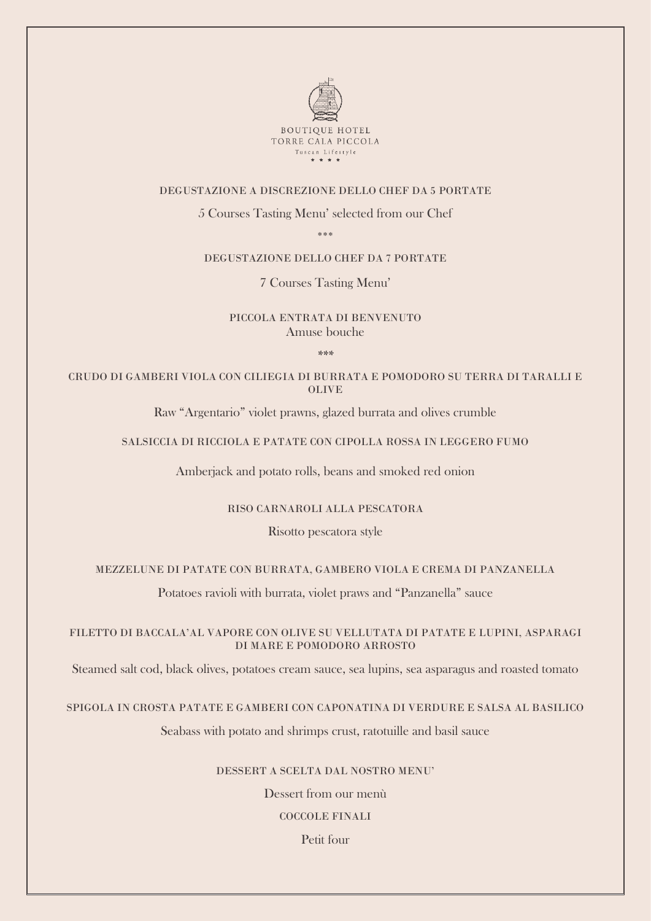BOUTIQUE HOTEL
TORRE CALA PICCOLA
Tuscan Lifestyle
★ ★ ★ ★

DEGUSTAZIONE A DISCREZIONE DELLO CHEF DA 5 PORTATE

5 Courses Tasting Menu' selected from our Chef

\*\*\*

DEGUSTAZIONE DELLO CHEF DA 7 PORTATE

7 Courses Tasting Menu'

PICCOLA ENTRATA DI BENVENUTO
Amuse bouche

\*\*\*

CRUDO DI GAMBERI VIOLA CON CILIEGIA DI BURRATA E POMODORO SU TERRA DI TARALLI E OLIVE

Raw "Argentario" violet prawns, glazed burrata and olives crumble

SALSICCIA DI RICCIOLA E PATATE CON CIPOLLA ROSSA IN LEGGERO FUMO

Amberjack and potato rolls, beans and smoked red onion

RISO CARNAROLI ALLA PESCATORA

Risotto pescatora style

MEZZELUNE DI PATATE CON BURRATA, GAMBERO VIOLA E CREMA DI PANZANELLA

Potatoes ravioli with burrata, violet praws and "Panzanella" sauce

FILETTO DI BACCALA'AL VAPORE CON OLIVE SU VELLUTATA DI PATATE E LUPINI, ASPARAGI DI MARE E POMODORO ARROSTO

Steamed salt cod, black olives, potatoes cream sauce, sea lupins, sea asparagus and roasted tomato

SPIGOLA IN CROSTA PATATE E GAMBERI CON CAPONATINA DI VERDURE E SALSA AL BASILICO

Seabass with potato and shrimps crust, ratotuille and basil sauce

DESSERT A SCELTA DAL NOSTRO MENU'

Dessert from our menù

COCCOLE FINALI

Petit four